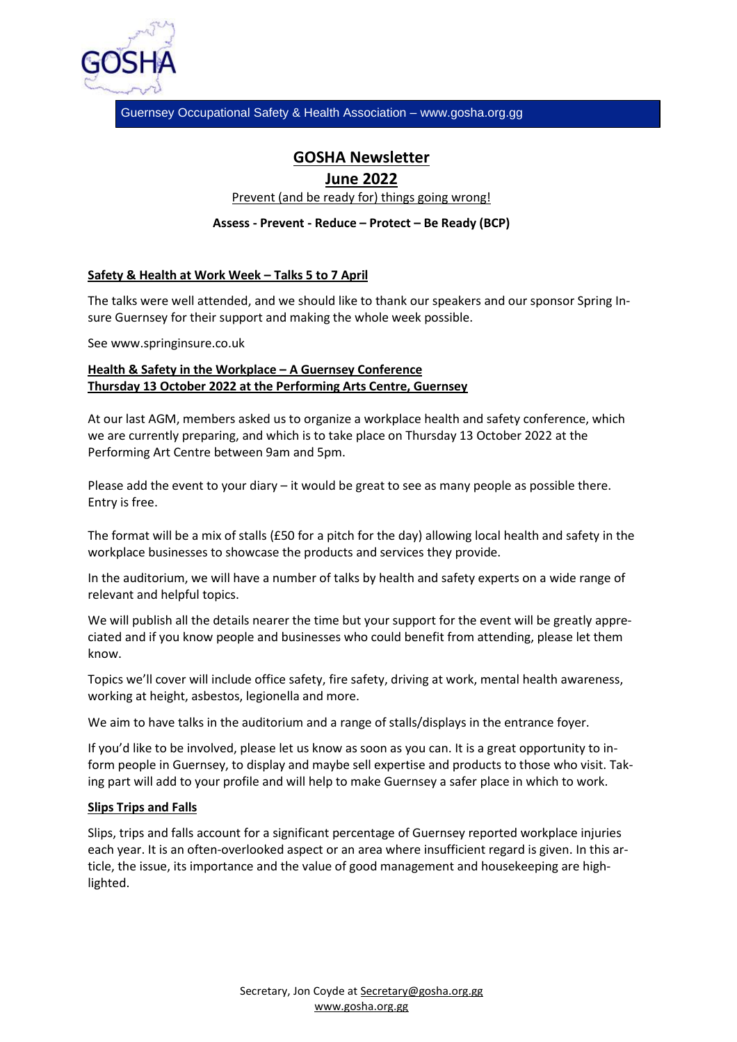Guernsey Occupational Safety & Health Association – www.gosha.org.gg

# GOSHA Newsletter

## June 2022

Prevent (and be ready for) things going wrong!

**Assess - Prevent - Reduce – Protect – Be Ready (BCP)**

### Safety & Health at Work Week – Talks 5 to 7 April

The talks were well attended, and we should like to thank our speakers and our sponsor Spring Insure Guernsey for their support and making the whole week possible.

See www.springinsure.co.uk

### Health & Safety in the Workplace – A Guernsey Conference
### Thursday 13 October 2022 at the Performing Arts Centre, Guernsey

At our last AGM, members asked us to organize a workplace health and safety conference, which we are currently preparing, and which is to take place on Thursday 13 October 2022 at the Performing Art Centre between 9am and 5pm.

Please add the event to your diary – it would be great to see as many people as possible there. Entry is free.

The format will be a mix of stalls (£50 for a pitch for the day) allowing local health and safety in the workplace businesses to showcase the products and services they provide.

In the auditorium, we will have a number of talks by health and safety experts on a wide range of relevant and helpful topics.

We will publish all the details nearer the time but your support for the event will be greatly appreciated and if you know people and businesses who could benefit from attending, please let them know.

Topics we'll cover will include office safety, fire safety, driving at work, mental health awareness, working at height, asbestos, legionella and more.

We aim to have talks in the auditorium and a range of stalls/displays in the entrance foyer.

If you'd like to be involved, please let us know as soon as you can. It is a great opportunity to inform people in Guernsey, to display and maybe sell expertise and products to those who visit. Taking part will add to your profile and will help to make Guernsey a safer place in which to work.

### Slips Trips and Falls

Slips, trips and falls account for a significant percentage of Guernsey reported workplace injuries each year. It is an often-overlooked aspect or an area where insufficient regard is given. In this article, the issue, its importance and the value of good management and housekeeping are highlighted.

Secretary, Jon Coyde at Secretary@gosha.org.gg
www.gosha.org.gg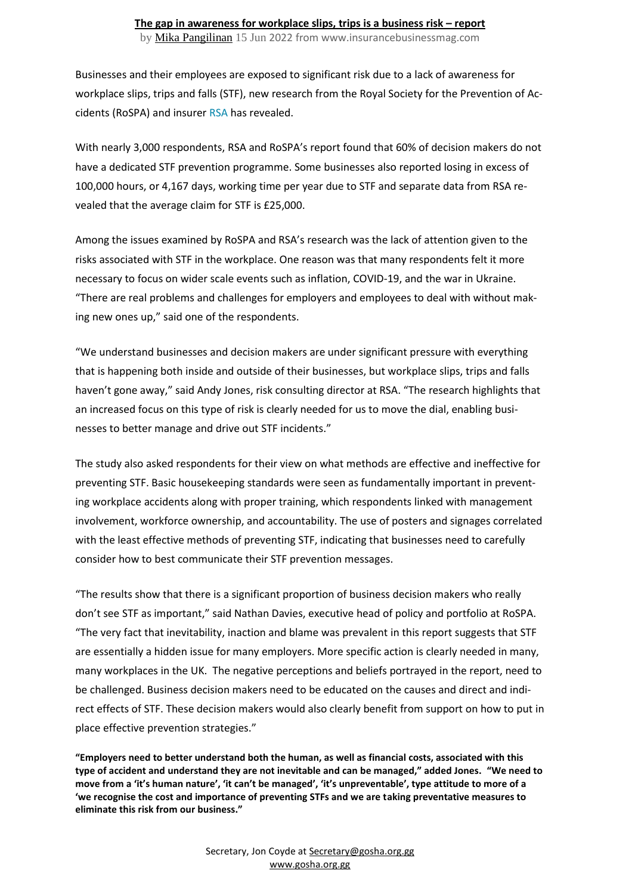**The gap in awareness for workplace slips, trips is a business risk – report**

by Mika Pangilinan 15 Jun 2022 from www.insurancebusinessmag.com

Businesses and their employees are exposed to significant risk due to a lack of awareness for workplace slips, trips and falls (STF), new research from the Royal Society for the Prevention of Accidents (RoSPA) and insurer RSA has revealed.

With nearly 3,000 respondents, RSA and RoSPA's report found that 60% of decision makers do not have a dedicated STF prevention programme. Some businesses also reported losing in excess of 100,000 hours, or 4,167 days, working time per year due to STF and separate data from RSA revealed that the average claim for STF is £25,000.

Among the issues examined by RoSPA and RSA's research was the lack of attention given to the risks associated with STF in the workplace. One reason was that many respondents felt it more necessary to focus on wider scale events such as inflation, COVID-19, and the war in Ukraine. "There are real problems and challenges for employers and employees to deal with without making new ones up," said one of the respondents.

"We understand businesses and decision makers are under significant pressure with everything that is happening both inside and outside of their businesses, but workplace slips, trips and falls haven't gone away," said Andy Jones, risk consulting director at RSA. "The research highlights that an increased focus on this type of risk is clearly needed for us to move the dial, enabling businesses to better manage and drive out STF incidents."

The study also asked respondents for their view on what methods are effective and ineffective for preventing STF. Basic housekeeping standards were seen as fundamentally important in preventing workplace accidents along with proper training, which respondents linked with management involvement, workforce ownership, and accountability. The use of posters and signages correlated with the least effective methods of preventing STF, indicating that businesses need to carefully consider how to best communicate their STF prevention messages.

"The results show that there is a significant proportion of business decision makers who really don't see STF as important," said Nathan Davies, executive head of policy and portfolio at RoSPA. "The very fact that inevitability, inaction and blame was prevalent in this report suggests that STF are essentially a hidden issue for many employers. More specific action is clearly needed in many, many workplaces in the UK. The negative perceptions and beliefs portrayed in the report, need to be challenged. Business decision makers need to be educated on the causes and direct and indirect effects of STF. These decision makers would also clearly benefit from support on how to put in place effective prevention strategies."

**"Employers need to better understand both the human, as well as financial costs, associated with this type of accident and understand they are not inevitable and can be managed," added Jones. "We need to move from a 'it's human nature', 'it can't be managed', 'it's unpreventable', type attitude to more of a 'we recognise the cost and importance of preventing STFs and we are taking preventative measures to eliminate this risk from our business."**

Secretary, Jon Coyde at Secretary@gosha.org.gg
www.gosha.org.gg